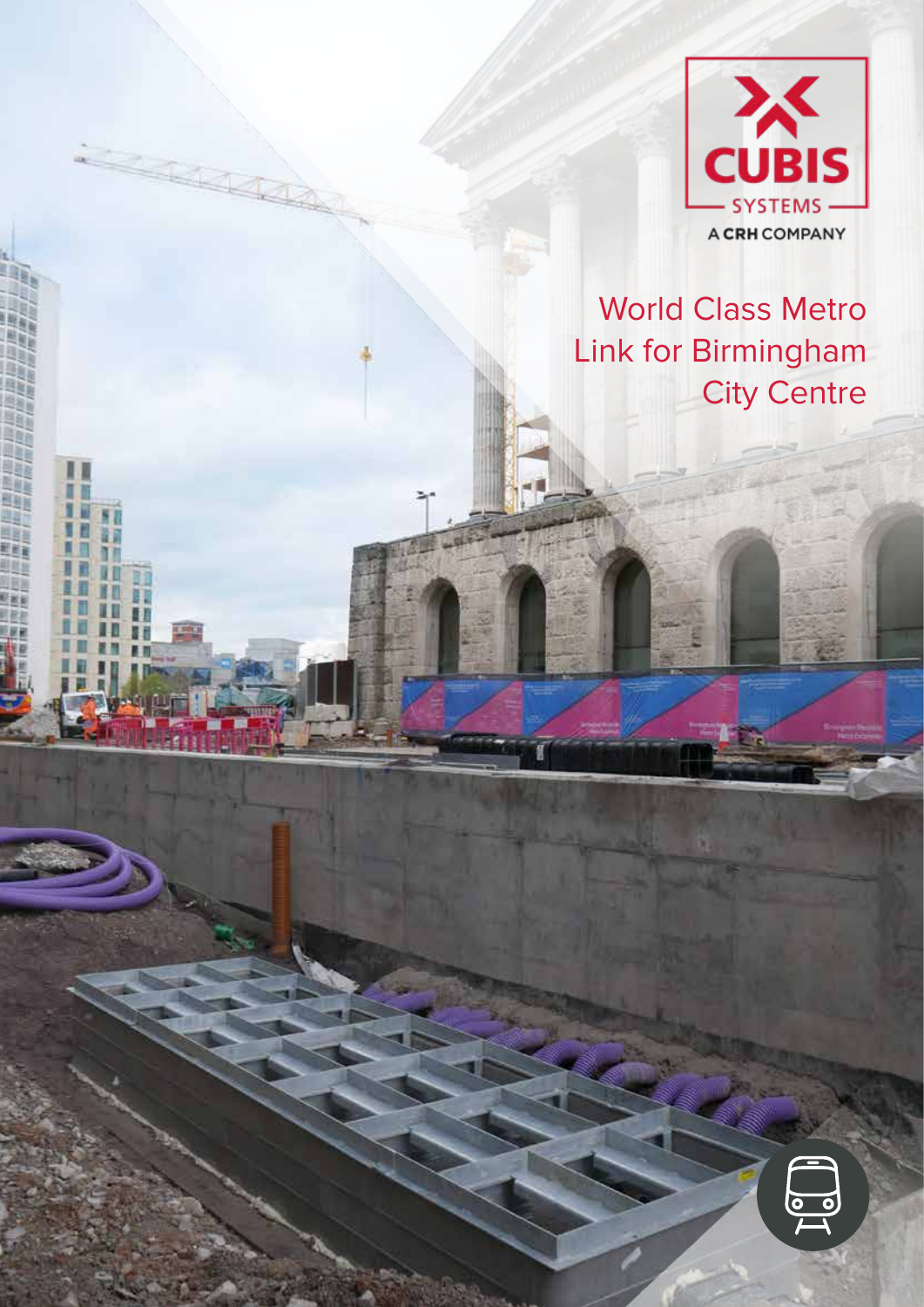CUBIS SYSTEMS

A CRH COMPANY

# World Class Metro Link for Birmingham City Centre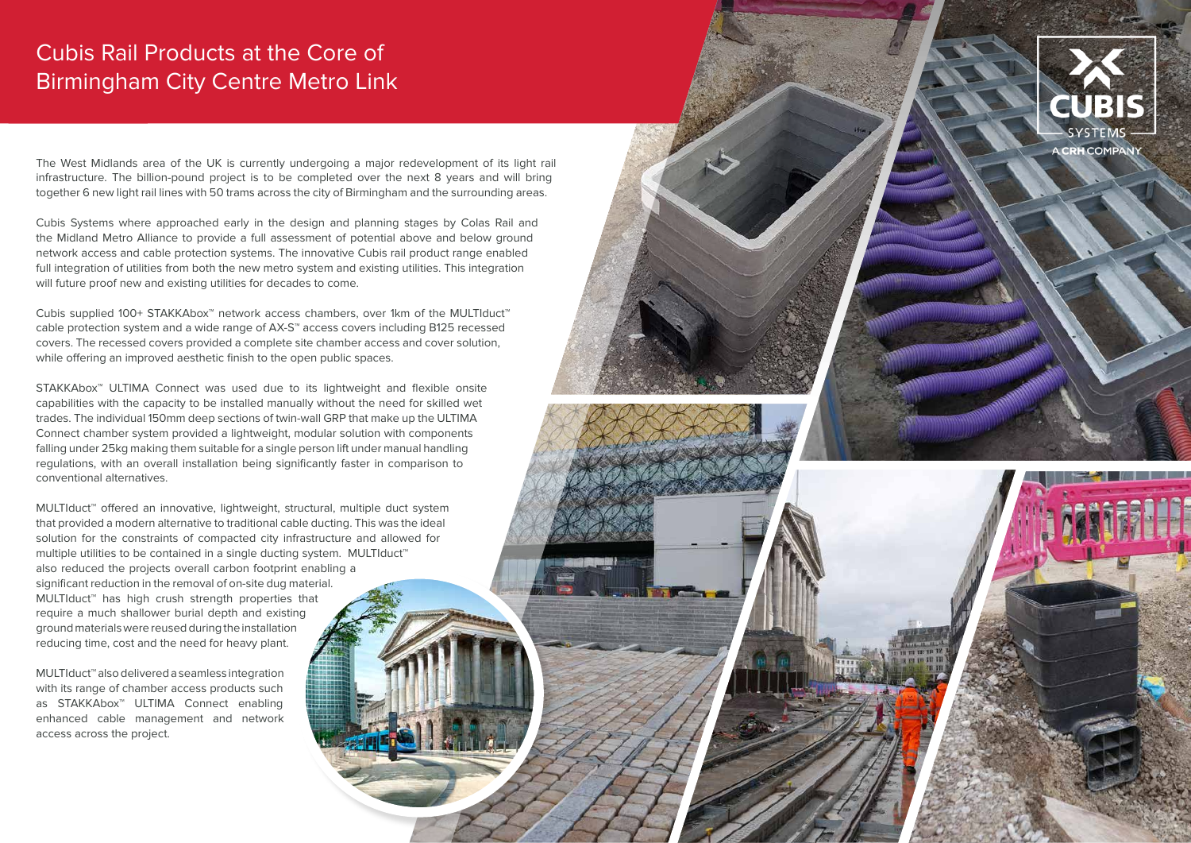# Cubis Rail Products at the Core of Birmingham City Centre Metro Link

The West Midlands area of the UK is currently undergoing a major redevelopment of its light rail infrastructure. The billion-pound project is to be completed over the next 8 years and will bring together 6 new light rail lines with 50 trams across the city of Birmingham and the surrounding areas.

Cubis Systems where approached early in the design and planning stages by Colas Rail and the Midland Metro Alliance to provide a full assessment of potential above and below ground network access and cable protection systems. The innovative Cubis rail product range enabled full integration of utilities from both the new metro system and existing utilities. This integration will future proof new and existing utilities for decades to come.

Cubis supplied 100+ STAKKAbox™ network access chambers, over 1km of the MULTIduct™ cable protection system and a wide range of AX-S™ access covers including B125 recessed covers. The recessed covers provided a complete site chamber access and cover solution, while offering an improved aesthetic finish to the open public spaces.

STAKKAbox™ ULTIMA Connect was used due to its lightweight and flexible onsite capabilities with the capacity to be installed manually without the need for skilled wet trades. The individual 150mm deep sections of twin-wall GRP that make up the ULTIMA Connect chamber system provided a lightweight, modular solution with components falling under 25kg making them suitable for a single person lift under manual handling regulations, with an overall installation being significantly faster in comparison to conventional alternatives.

MULTIduct™ offered an innovative, lightweight, structural, multiple duct system that provided a modern alternative to traditional cable ducting. This was the ideal solution for the constraints of compacted city infrastructure and allowed for multiple utilities to be contained in a single ducting system. MULTIduct™ also reduced the projects overall carbon footprint enabling a significant reduction in the removal of on-site dug material. MULTIduct™ has high crush strength properties that require a much shallower burial depth and existing ground materials were reused during the installation reducing time, cost and the need for heavy plant.

MULTIduct™ also delivered a seamless integration with its range of chamber access products such as STAKKAbox™ ULTIMA Connect enabling enhanced cable management and network access across the project.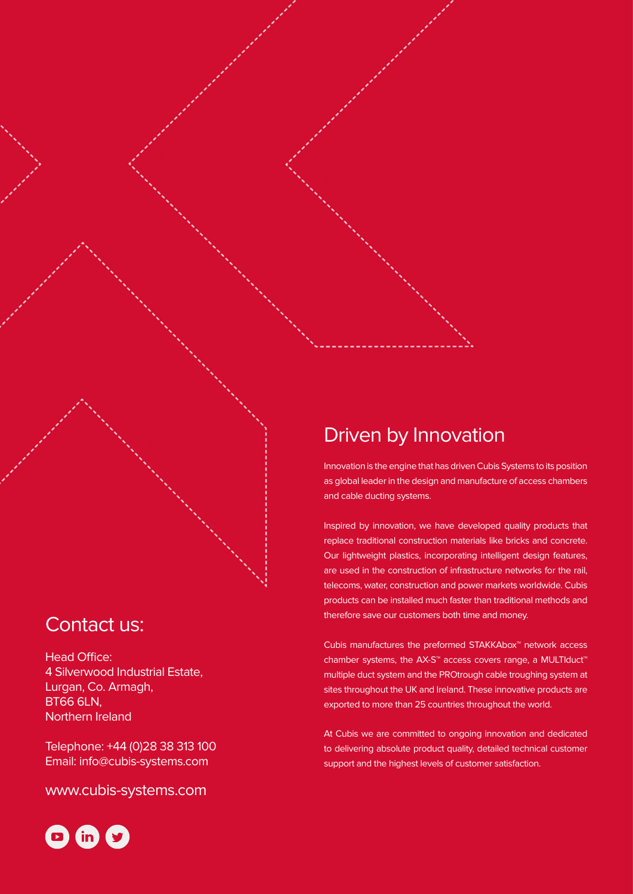## Contact us:

Head Office:
4 Silverwood Industrial Estate,
Lurgan, Co. Armagh,
BT66 6LN,
Northern Ireland

Telephone: +44 (0)28 38 313 100
Email: info@cubis-systems.com

www.cubis-systems.com

## Driven by Innovation

Innovation is the engine that has driven Cubis Systems to its position as global leader in the design and manufacture of access chambers and cable ducting systems.

Inspired by innovation, we have developed quality products that replace traditional construction materials like bricks and concrete. Our lightweight plastics, incorporating intelligent design features, are used in the construction of infrastructure networks for the rail, telecoms, water, construction and power markets worldwide. Cubis products can be installed much faster than traditional methods and therefore save our customers both time and money.

Cubis manufactures the preformed STAKKAbox™ network access chamber systems, the AX-S™ access covers range, a MULTIduct™ multiple duct system and the PROtrough cable troughing system at sites throughout the UK and Ireland. These innovative products are exported to more than 25 countries throughout the world.

At Cubis we are committed to ongoing innovation and dedicated to delivering absolute product quality, detailed technical customer support and the highest levels of customer satisfaction.